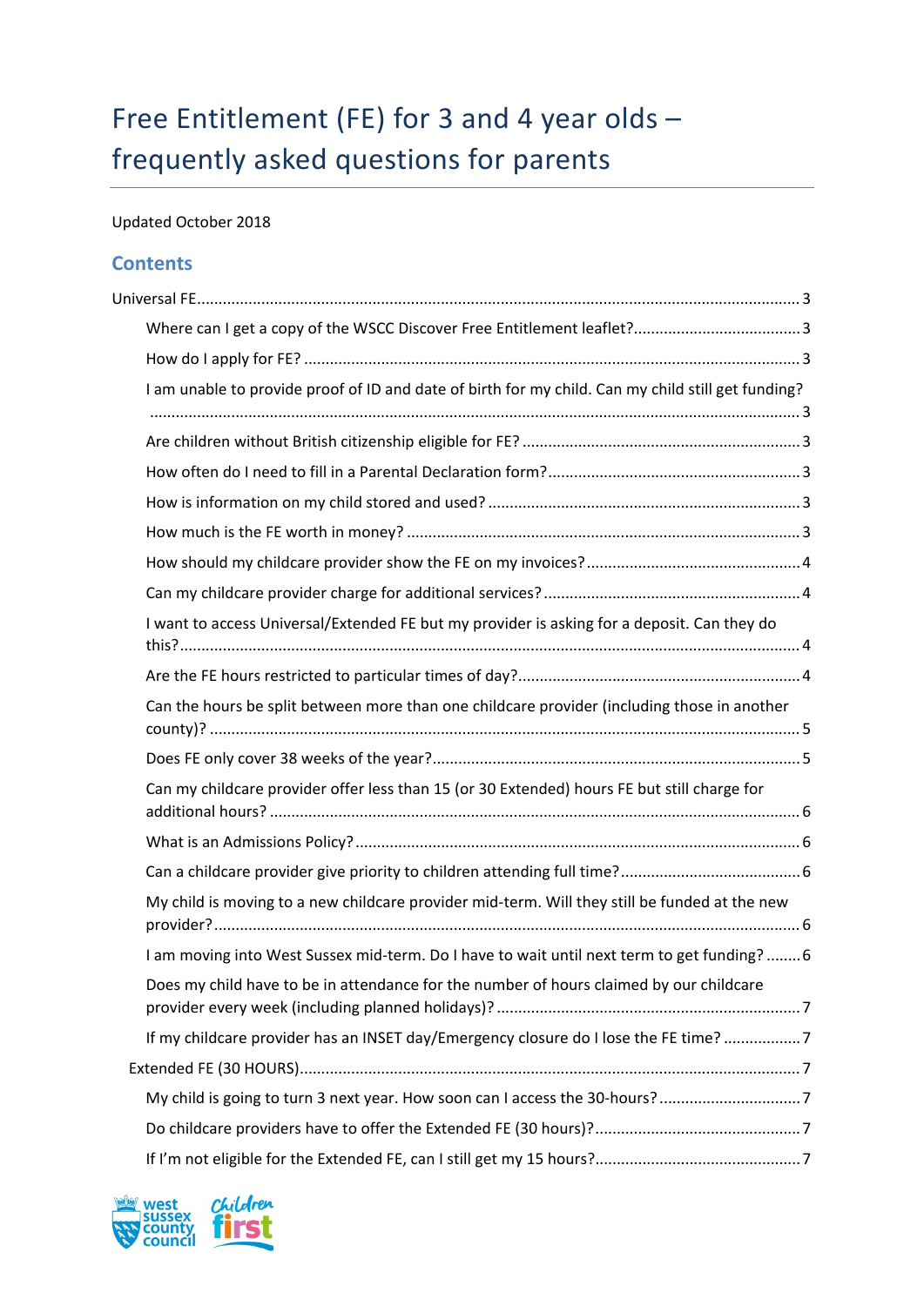# Free Entitlement (FE) for 3 and 4 year olds – frequently asked questions for parents

Updated October 2018

## Contents

Universal FE........................................................................................................................... 3

- Where can I get a copy of the WSCC Discover Free Entitlement leaflet?....................................... 3
- How do I apply for FE? ................................................................................................................. 3
- I am unable to provide proof of ID and date of birth for my child. Can my child still get funding? ...................................................................................................................................... 3
- Are children without British citizenship eligible for FE? ................................................................ 3
- How often do I need to fill in a Parental Declaration form?........................................................... 3
- How is information on my child stored and used? ........................................................................ 3
- How much is the FE worth in money? .......................................................................................... 3
- How should my childcare provider show the FE on my invoices?................................................. 4
- Can my childcare provider charge for additional services? ........................................................... 4
- I want to access Universal/Extended FE but my provider is asking for a deposit. Can they do this?.............................................................................................................................................. 4
- Are the FE hours restricted to particular times of day?................................................................. 4
- Can the hours be split between more than one childcare provider (including those in another county)? ....................................................................................................................................... 5
- Does FE only cover 38 weeks of the year?.................................................................................... 5
- Can my childcare provider offer less than 15 (or 30 Extended) hours FE but still charge for additional hours? .......................................................................................................................... 6
- What is an Admissions Policy? ..................................................................................................... 6
- Can a childcare provider give priority to children attending full time?......................................... 6
- My child is moving to a new childcare provider mid-term. Will they still be funded at the new provider?...................................................................................................................................... 6
- I am moving into West Sussex mid-term. Do I have to wait until next term to get funding? ........ 6
- Does my child have to be in attendance for the number of hours claimed by our childcare provider every week (including planned holidays)? ...................................................................... 7
- If my childcare provider has an INSET day/Emergency closure do I lose the FE time? ................. 7

Extended FE (30 HOURS)................................................................................................................... 7

- My child is going to turn 3 next year. How soon can I access the 30-hours? ................................ 7
- Do childcare providers have to offer the Extended FE (30 hours)?............................................... 7
- If I'm not eligible for the Extended FE, can I still get my 15 hours?............................................... 7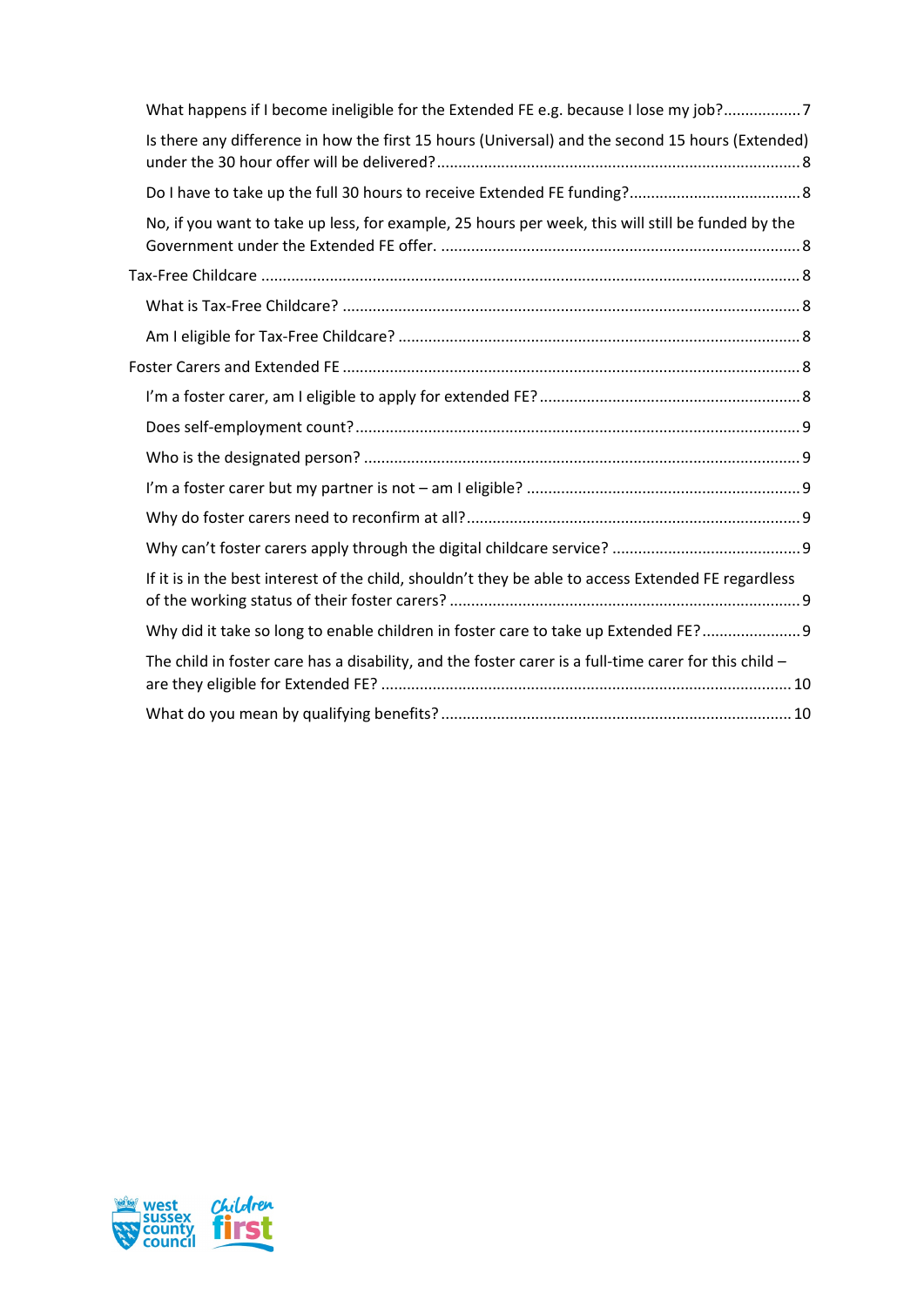What happens if I become ineligible for the Extended FE e.g. because I lose my job? .......... 7

Is there any difference in how the first 15 hours (Universal) and the second 15 hours (Extended) under the 30 hour offer will be delivered? .......... 8

Do I have to take up the full 30 hours to receive Extended FE funding? .......... 8

No, if you want to take up less, for example, 25 hours per week, this will still be funded by the Government under the Extended FE offer. .......... 8

Tax-Free Childcare .......... 8

What is Tax-Free Childcare? .......... 8

Am I eligible for Tax-Free Childcare? .......... 8

Foster Carers and Extended FE .......... 8

I'm a foster carer, am I eligible to apply for extended FE? .......... 8

Does self-employment count? .......... 9

Who is the designated person? .......... 9

I'm a foster carer but my partner is not – am I eligible? .......... 9

Why do foster carers need to reconfirm at all? .......... 9

Why can't foster carers apply through the digital childcare service? .......... 9

If it is in the best interest of the child, shouldn't they be able to access Extended FE regardless of the working status of their foster carers? .......... 9

Why did it take so long to enable children in foster care to take up Extended FE? .......... 9

The child in foster care has a disability, and the foster carer is a full-time carer for this child – are they eligible for Extended FE? .......... 10

What do you mean by qualifying benefits? .......... 10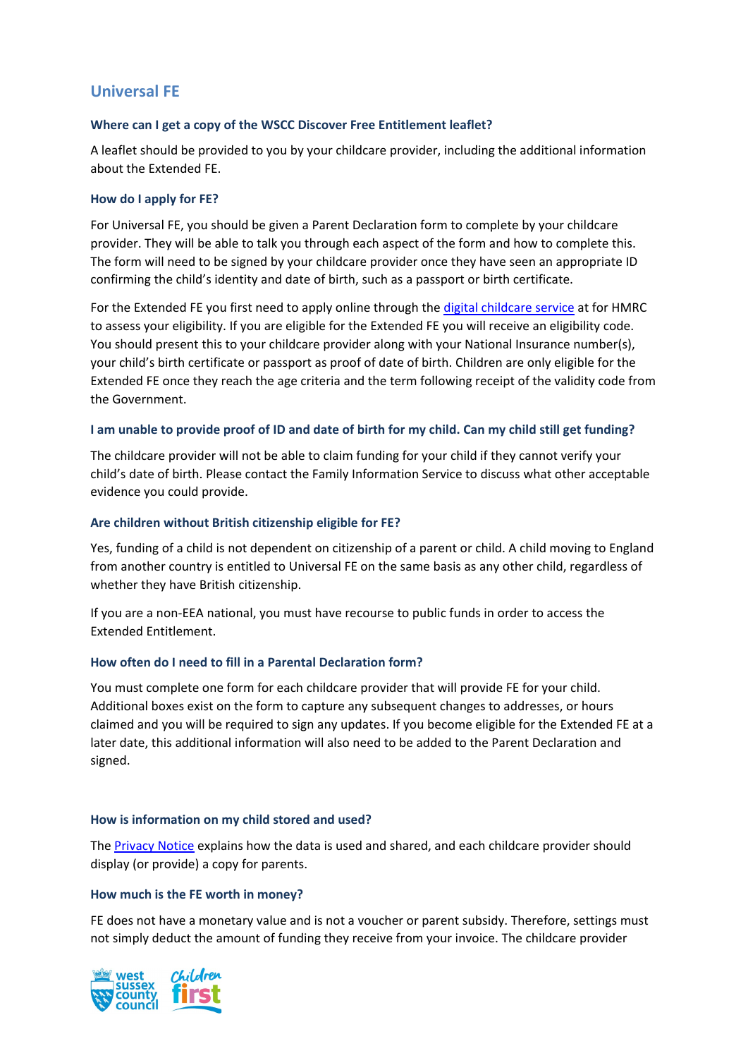## Universal FE

### Where can I get a copy of the WSCC Discover Free Entitlement leaflet?

A leaflet should be provided to you by your childcare provider, including the additional information about the Extended FE.

### How do I apply for FE?

For Universal FE, you should be given a Parent Declaration form to complete by your childcare provider. They will be able to talk you through each aspect of the form and how to complete this. The form will need to be signed by your childcare provider once they have seen an appropriate ID confirming the child's identity and date of birth, such as a passport or birth certificate.

For the Extended FE you first need to apply online through the digital childcare service at for HMRC to assess your eligibility. If you are eligible for the Extended FE you will receive an eligibility code. You should present this to your childcare provider along with your National Insurance number(s), your child's birth certificate or passport as proof of date of birth. Children are only eligible for the Extended FE once they reach the age criteria and the term following receipt of the validity code from the Government.

### I am unable to provide proof of ID and date of birth for my child. Can my child still get funding?

The childcare provider will not be able to claim funding for your child if they cannot verify your child's date of birth. Please contact the Family Information Service to discuss what other acceptable evidence you could provide.

### Are children without British citizenship eligible for FE?

Yes, funding of a child is not dependent on citizenship of a parent or child. A child moving to England from another country is entitled to Universal FE on the same basis as any other child, regardless of whether they have British citizenship.

If you are a non-EEA national, you must have recourse to public funds in order to access the Extended Entitlement.

### How often do I need to fill in a Parental Declaration form?

You must complete one form for each childcare provider that will provide FE for your child. Additional boxes exist on the form to capture any subsequent changes to addresses, or hours claimed and you will be required to sign any updates. If you become eligible for the Extended FE at a later date, this additional information will also need to be added to the Parent Declaration and signed.

### How is information on my child stored and used?

The Privacy Notice explains how the data is used and shared, and each childcare provider should display (or provide) a copy for parents.

### How much is the FE worth in money?

FE does not have a monetary value and is not a voucher or parent subsidy. Therefore, settings must not simply deduct the amount of funding they receive from your invoice. The childcare provider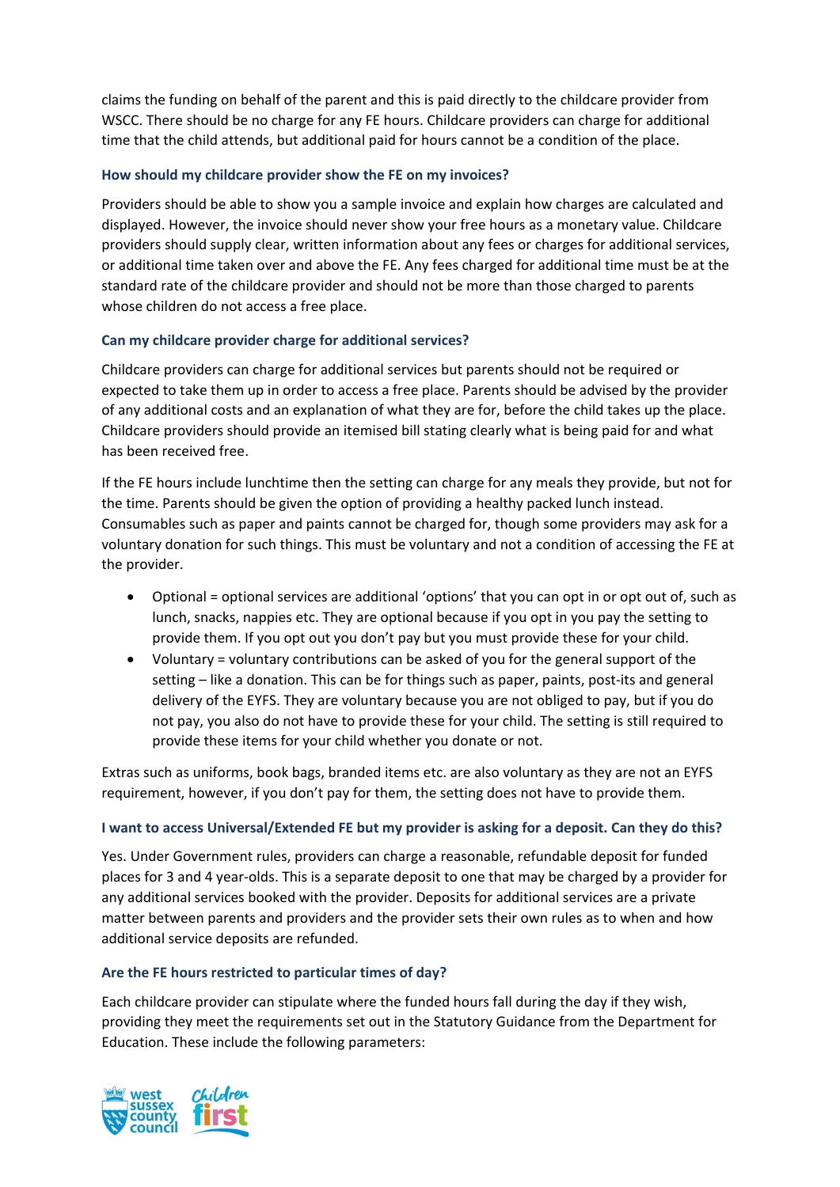claims the funding on behalf of the parent and this is paid directly to the childcare provider from WSCC. There should be no charge for any FE hours. Childcare providers can charge for additional time that the child attends, but additional paid for hours cannot be a condition of the place.

### How should my childcare provider show the FE on my invoices?

Providers should be able to show you a sample invoice and explain how charges are calculated and displayed. However, the invoice should never show your free hours as a monetary value. Childcare providers should supply clear, written information about any fees or charges for additional services, or additional time taken over and above the FE. Any fees charged for additional time must be at the standard rate of the childcare provider and should not be more than those charged to parents whose children do not access a free place.

### Can my childcare provider charge for additional services?

Childcare providers can charge for additional services but parents should not be required or expected to take them up in order to access a free place. Parents should be advised by the provider of any additional costs and an explanation of what they are for, before the child takes up the place. Childcare providers should provide an itemised bill stating clearly what is being paid for and what has been received free.

If the FE hours include lunchtime then the setting can charge for any meals they provide, but not for the time. Parents should be given the option of providing a healthy packed lunch instead. Consumables such as paper and paints cannot be charged for, though some providers may ask for a voluntary donation for such things. This must be voluntary and not a condition of accessing the FE at the provider.

- Optional = optional services are additional 'options' that you can opt in or opt out of, such as lunch, snacks, nappies etc. They are optional because if you opt in you pay the setting to provide them. If you opt out you don't pay but you must provide these for your child.
- Voluntary = voluntary contributions can be asked of you for the general support of the setting – like a donation. This can be for things such as paper, paints, post-its and general delivery of the EYFS. They are voluntary because you are not obliged to pay, but if you do not pay, you also do not have to provide these for your child. The setting is still required to provide these items for your child whether you donate or not.

Extras such as uniforms, book bags, branded items etc. are also voluntary as they are not an EYFS requirement, however, if you don't pay for them, the setting does not have to provide them.

### I want to access Universal/Extended FE but my provider is asking for a deposit. Can they do this?

Yes. Under Government rules, providers can charge a reasonable, refundable deposit for funded places for 3 and 4 year-olds. This is a separate deposit to one that may be charged by a provider for any additional services booked with the provider. Deposits for additional services are a private matter between parents and providers and the provider sets their own rules as to when and how additional service deposits are refunded.

### Are the FE hours restricted to particular times of day?

Each childcare provider can stipulate where the funded hours fall during the day if they wish, providing they meet the requirements set out in the Statutory Guidance from the Department for Education. These include the following parameters: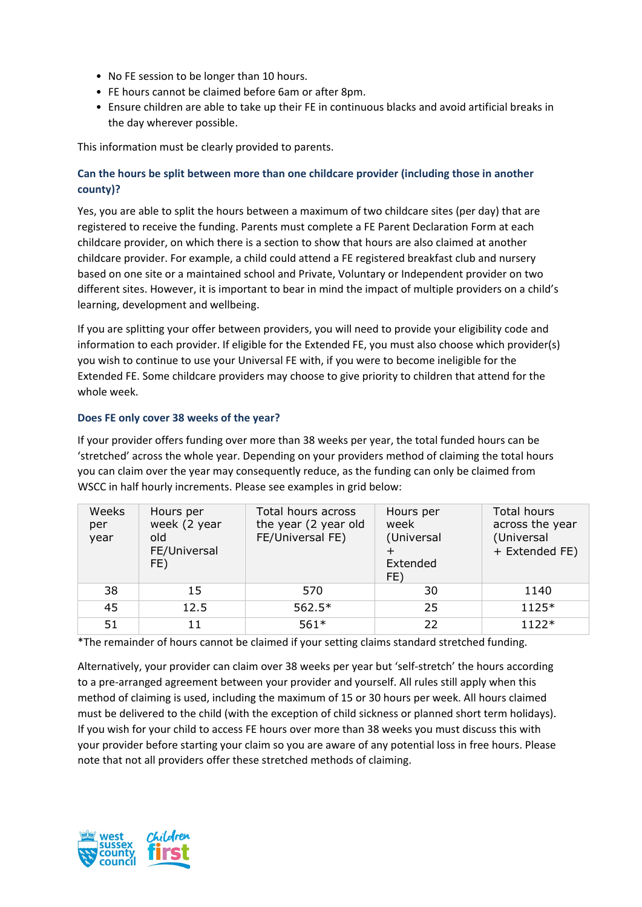- No FE session to be longer than 10 hours.
- FE hours cannot be claimed before 6am or after 8pm.
- Ensure children are able to take up their FE in continuous blacks and avoid artificial breaks in the day wherever possible.

This information must be clearly provided to parents.

### Can the hours be split between more than one childcare provider (including those in another county)?

Yes, you are able to split the hours between a maximum of two childcare sites (per day) that are registered to receive the funding. Parents must complete a FE Parent Declaration Form at each childcare provider, on which there is a section to show that hours are also claimed at another childcare provider. For example, a child could attend a FE registered breakfast club and nursery based on one site or a maintained school and Private, Voluntary or Independent provider on two different sites. However, it is important to bear in mind the impact of multiple providers on a child's learning, development and wellbeing.

If you are splitting your offer between providers, you will need to provide your eligibility code and information to each provider. If eligible for the Extended FE, you must also choose which provider(s) you wish to continue to use your Universal FE with, if you were to become ineligible for the Extended FE. Some childcare providers may choose to give priority to children that attend for the whole week.

### Does FE only cover 38 weeks of the year?

If your provider offers funding over more than 38 weeks per year, the total funded hours can be 'stretched' across the whole year. Depending on your providers method of claiming the total hours you can claim over the year may consequently reduce, as the funding can only be claimed from WSCC in half hourly increments. Please see examples in grid below:

| Weeks per year | Hours per week (2 year old FE/Universal FE) | Total hours across the year (2 year old FE/Universal FE) | Hours per week (Universal + Extended FE) | Total hours across the year (Universal + Extended FE) |
|---|---|---|---|---|
| 38 | 15 | 570 | 30 | 1140 |
| 45 | 12.5 | 562.5* | 25 | 1125* |
| 51 | 11 | 561* | 22 | 1122* |

*The remainder of hours cannot be claimed if your setting claims standard stretched funding.

Alternatively, your provider can claim over 38 weeks per year but 'self-stretch' the hours according to a pre-arranged agreement between your provider and yourself. All rules still apply when this method of claiming is used, including the maximum of 15 or 30 hours per week. All hours claimed must be delivered to the child (with the exception of child sickness or planned short term holidays). If you wish for your child to access FE hours over more than 38 weeks you must discuss this with your provider before starting your claim so you are aware of any potential loss in free hours. Please note that not all providers offer these stretched methods of claiming.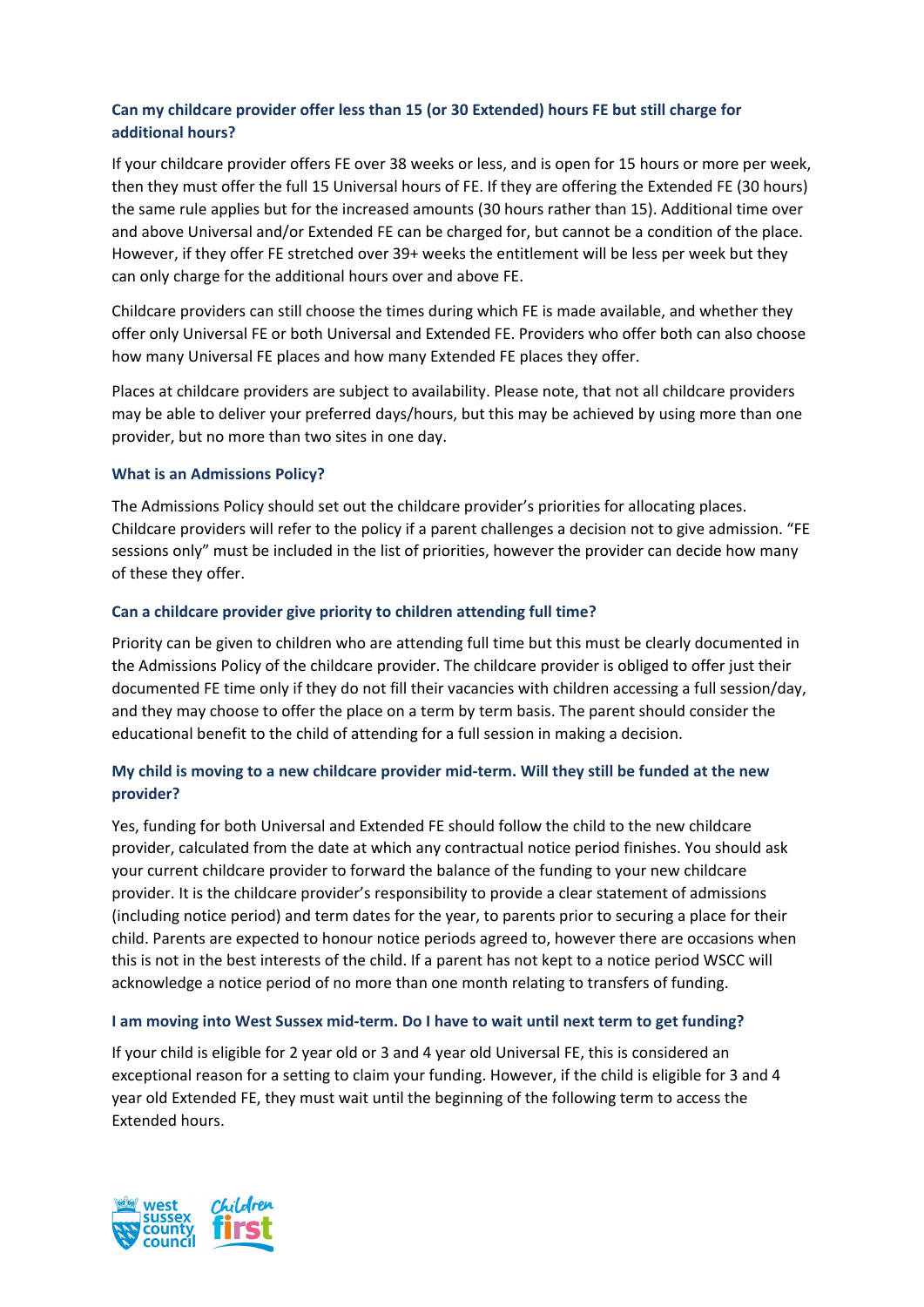### Can my childcare provider offer less than 15 (or 30 Extended) hours FE but still charge for additional hours?

If your childcare provider offers FE over 38 weeks or less, and is open for 15 hours or more per week, then they must offer the full 15 Universal hours of FE. If they are offering the Extended FE (30 hours) the same rule applies but for the increased amounts (30 hours rather than 15). Additional time over and above Universal and/or Extended FE can be charged for, but cannot be a condition of the place. However, if they offer FE stretched over 39+ weeks the entitlement will be less per week but they can only charge for the additional hours over and above FE.

Childcare providers can still choose the times during which FE is made available, and whether they offer only Universal FE or both Universal and Extended FE. Providers who offer both can also choose how many Universal FE places and how many Extended FE places they offer.

Places at childcare providers are subject to availability. Please note, that not all childcare providers may be able to deliver your preferred days/hours, but this may be achieved by using more than one provider, but no more than two sites in one day.

### What is an Admissions Policy?

The Admissions Policy should set out the childcare provider's priorities for allocating places. Childcare providers will refer to the policy if a parent challenges a decision not to give admission. "FE sessions only" must be included in the list of priorities, however the provider can decide how many of these they offer.

### Can a childcare provider give priority to children attending full time?

Priority can be given to children who are attending full time but this must be clearly documented in the Admissions Policy of the childcare provider. The childcare provider is obliged to offer just their documented FE time only if they do not fill their vacancies with children accessing a full session/day, and they may choose to offer the place on a term by term basis. The parent should consider the educational benefit to the child of attending for a full session in making a decision.

### My child is moving to a new childcare provider mid-term. Will they still be funded at the new provider?

Yes, funding for both Universal and Extended FE should follow the child to the new childcare provider, calculated from the date at which any contractual notice period finishes. You should ask your current childcare provider to forward the balance of the funding to your new childcare provider. It is the childcare provider's responsibility to provide a clear statement of admissions (including notice period) and term dates for the year, to parents prior to securing a place for their child. Parents are expected to honour notice periods agreed to, however there are occasions when this is not in the best interests of the child. If a parent has not kept to a notice period WSCC will acknowledge a notice period of no more than one month relating to transfers of funding.

### I am moving into West Sussex mid-term. Do I have to wait until next term to get funding?

If your child is eligible for 2 year old or 3 and 4 year old Universal FE, this is considered an exceptional reason for a setting to claim your funding. However, if the child is eligible for 3 and 4 year old Extended FE, they must wait until the beginning of the following term to access the Extended hours.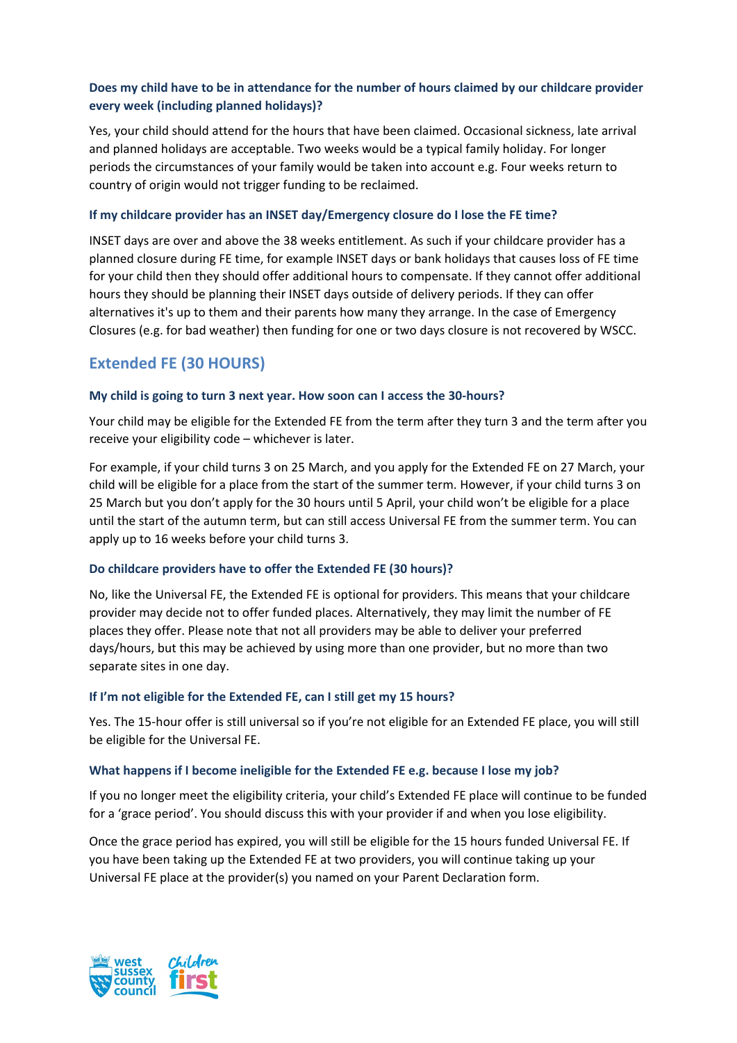### Does my child have to be in attendance for the number of hours claimed by our childcare provider every week (including planned holidays)?

Yes, your child should attend for the hours that have been claimed. Occasional sickness, late arrival and planned holidays are acceptable. Two weeks would be a typical family holiday. For longer periods the circumstances of your family would be taken into account e.g. Four weeks return to country of origin would not trigger funding to be reclaimed.

### If my childcare provider has an INSET day/Emergency closure do I lose the FE time?

INSET days are over and above the 38 weeks entitlement. As such if your childcare provider has a planned closure during FE time, for example INSET days or bank holidays that causes loss of FE time for your child then they should offer additional hours to compensate. If they cannot offer additional hours they should be planning their INSET days outside of delivery periods. If they can offer alternatives it's up to them and their parents how many they arrange. In the case of Emergency Closures (e.g. for bad weather) then funding for one or two days closure is not recovered by WSCC.

## Extended FE (30 HOURS)

### My child is going to turn 3 next year. How soon can I access the 30-hours?

Your child may be eligible for the Extended FE from the term after they turn 3 and the term after you receive your eligibility code – whichever is later.

For example, if your child turns 3 on 25 March, and you apply for the Extended FE on 27 March, your child will be eligible for a place from the start of the summer term. However, if your child turns 3 on 25 March but you don't apply for the 30 hours until 5 April, your child won't be eligible for a place until the start of the autumn term, but can still access Universal FE from the summer term. You can apply up to 16 weeks before your child turns 3.

### Do childcare providers have to offer the Extended FE (30 hours)?

No, like the Universal FE, the Extended FE is optional for providers. This means that your childcare provider may decide not to offer funded places. Alternatively, they may limit the number of FE places they offer. Please note that not all providers may be able to deliver your preferred days/hours, but this may be achieved by using more than one provider, but no more than two separate sites in one day.

### If I'm not eligible for the Extended FE, can I still get my 15 hours?

Yes. The 15-hour offer is still universal so if you're not eligible for an Extended FE place, you will still be eligible for the Universal FE.

### What happens if I become ineligible for the Extended FE e.g. because I lose my job?

If you no longer meet the eligibility criteria, your child's Extended FE place will continue to be funded for a 'grace period'. You should discuss this with your provider if and when you lose eligibility.

Once the grace period has expired, you will still be eligible for the 15 hours funded Universal FE. If you have been taking up the Extended FE at two providers, you will continue taking up your Universal FE place at the provider(s) you named on your Parent Declaration form.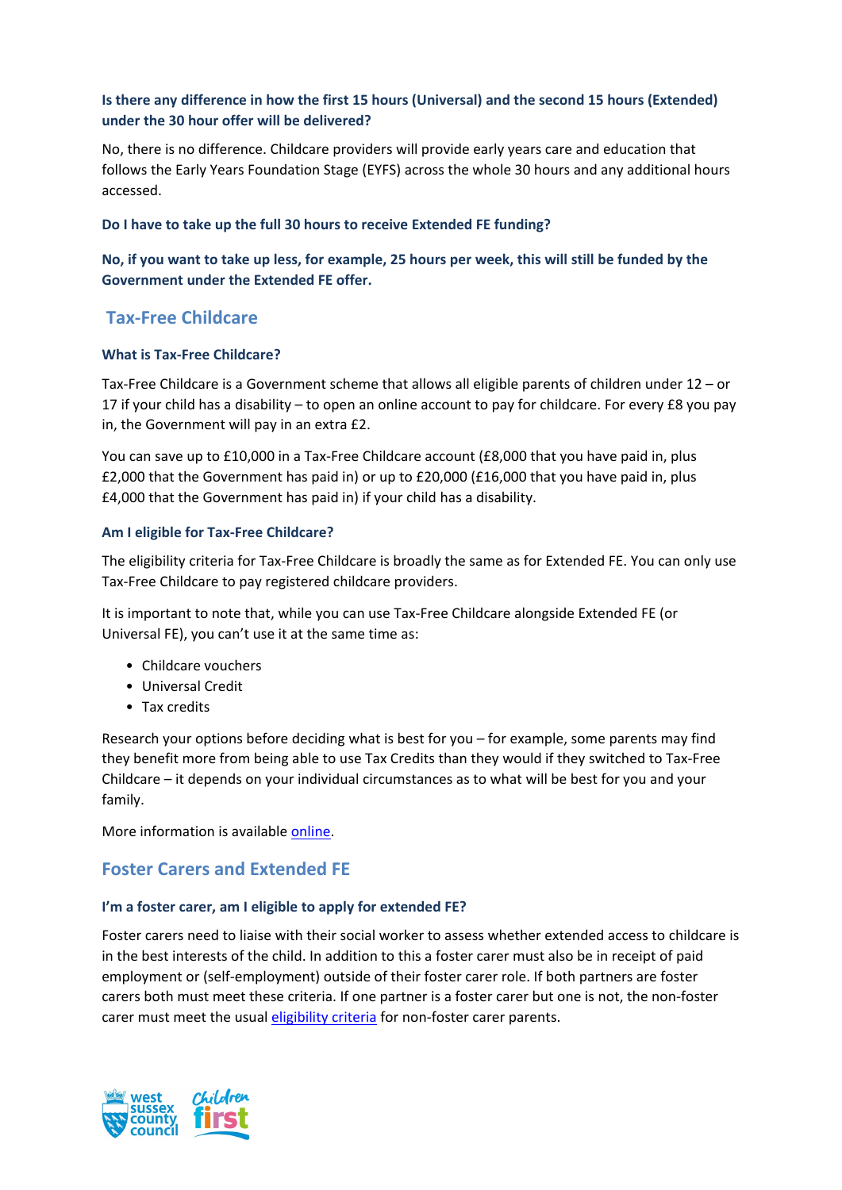**Is there any difference in how the first 15 hours (Universal) and the second 15 hours (Extended) under the 30 hour offer will be delivered?**

No, there is no difference. Childcare providers will provide early years care and education that follows the Early Years Foundation Stage (EYFS) across the whole 30 hours and any additional hours accessed.

**Do I have to take up the full 30 hours to receive Extended FE funding?**

**No, if you want to take up less, for example, 25 hours per week, this will still be funded by the Government under the Extended FE offer.**

## Tax-Free Childcare

### What is Tax-Free Childcare?

Tax-Free Childcare is a Government scheme that allows all eligible parents of children under 12 – or 17 if your child has a disability – to open an online account to pay for childcare. For every £8 you pay in, the Government will pay in an extra £2.

You can save up to £10,000 in a Tax-Free Childcare account (£8,000 that you have paid in, plus £2,000 that the Government has paid in) or up to £20,000 (£16,000 that you have paid in, plus £4,000 that the Government has paid in) if your child has a disability.

### Am I eligible for Tax-Free Childcare?

The eligibility criteria for Tax-Free Childcare is broadly the same as for Extended FE. You can only use Tax-Free Childcare to pay registered childcare providers.

It is important to note that, while you can use Tax-Free Childcare alongside Extended FE (or Universal FE), you can't use it at the same time as:

- Childcare vouchers
- Universal Credit
- Tax credits

Research your options before deciding what is best for you – for example, some parents may find they benefit more from being able to use Tax Credits than they would if they switched to Tax-Free Childcare – it depends on your individual circumstances as to what will be best for you and your family.

More information is available online.

## Foster Carers and Extended FE

### I'm a foster carer, am I eligible to apply for extended FE?

Foster carers need to liaise with their social worker to assess whether extended access to childcare is in the best interests of the child. In addition to this a foster carer must also be in receipt of paid employment or (self-employment) outside of their foster carer role. If both partners are foster carers both must meet these criteria. If one partner is a foster carer but one is not, the non-foster carer must meet the usual eligibility criteria for non-foster carer parents.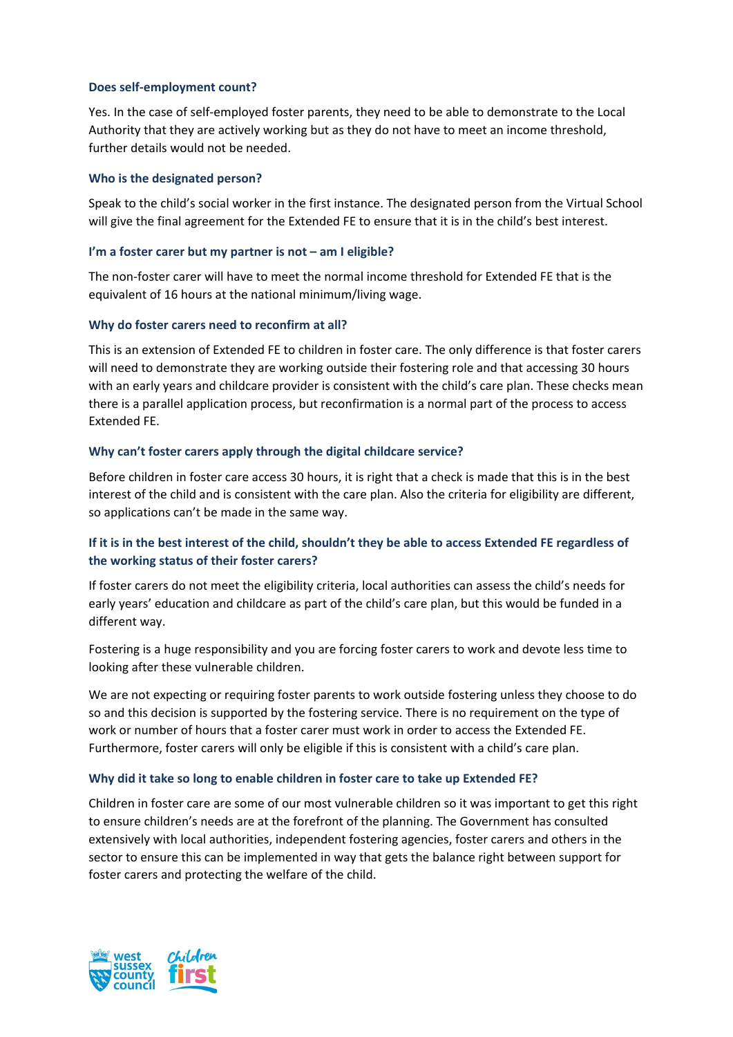### Does self-employment count?

Yes. In the case of self-employed foster parents, they need to be able to demonstrate to the Local Authority that they are actively working but as they do not have to meet an income threshold, further details would not be needed.

### Who is the designated person?

Speak to the child's social worker in the first instance. The designated person from the Virtual School will give the final agreement for the Extended FE to ensure that it is in the child's best interest.

### I'm a foster carer but my partner is not – am I eligible?

The non-foster carer will have to meet the normal income threshold for Extended FE that is the equivalent of 16 hours at the national minimum/living wage.

### Why do foster carers need to reconfirm at all?

This is an extension of Extended FE to children in foster care. The only difference is that foster carers will need to demonstrate they are working outside their fostering role and that accessing 30 hours with an early years and childcare provider is consistent with the child's care plan. These checks mean there is a parallel application process, but reconfirmation is a normal part of the process to access Extended FE.

### Why can't foster carers apply through the digital childcare service?

Before children in foster care access 30 hours, it is right that a check is made that this is in the best interest of the child and is consistent with the care plan. Also the criteria for eligibility are different, so applications can't be made in the same way.

### If it is in the best interest of the child, shouldn't they be able to access Extended FE regardless of the working status of their foster carers?

If foster carers do not meet the eligibility criteria, local authorities can assess the child's needs for early years' education and childcare as part of the child's care plan, but this would be funded in a different way.

Fostering is a huge responsibility and you are forcing foster carers to work and devote less time to looking after these vulnerable children.

We are not expecting or requiring foster parents to work outside fostering unless they choose to do so and this decision is supported by the fostering service. There is no requirement on the type of work or number of hours that a foster carer must work in order to access the Extended FE. Furthermore, foster carers will only be eligible if this is consistent with a child's care plan.

### Why did it take so long to enable children in foster care to take up Extended FE?

Children in foster care are some of our most vulnerable children so it was important to get this right to ensure children's needs are at the forefront of the planning. The Government has consulted extensively with local authorities, independent fostering agencies, foster carers and others in the sector to ensure this can be implemented in way that gets the balance right between support for foster carers and protecting the welfare of the child.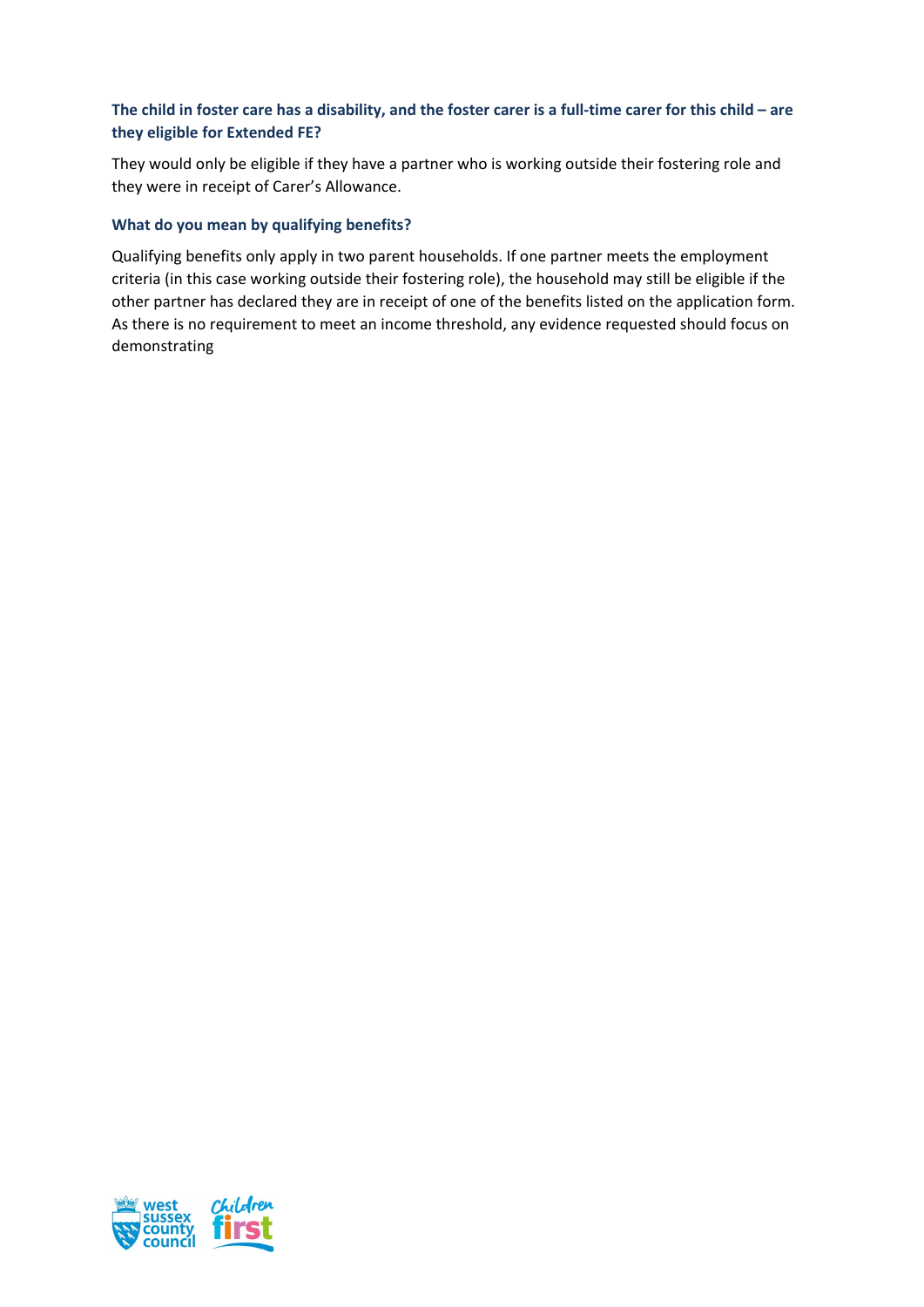### The child in foster care has a disability, and the foster carer is a full-time carer for this child – are they eligible for Extended FE?

They would only be eligible if they have a partner who is working outside their fostering role and they were in receipt of Carer's Allowance.

### What do you mean by qualifying benefits?

Qualifying benefits only apply in two parent households. If one partner meets the employment criteria (in this case working outside their fostering role), the household may still be eligible if the other partner has declared they are in receipt of one of the benefits listed on the application form. As there is no requirement to meet an income threshold, any evidence requested should focus on demonstrating